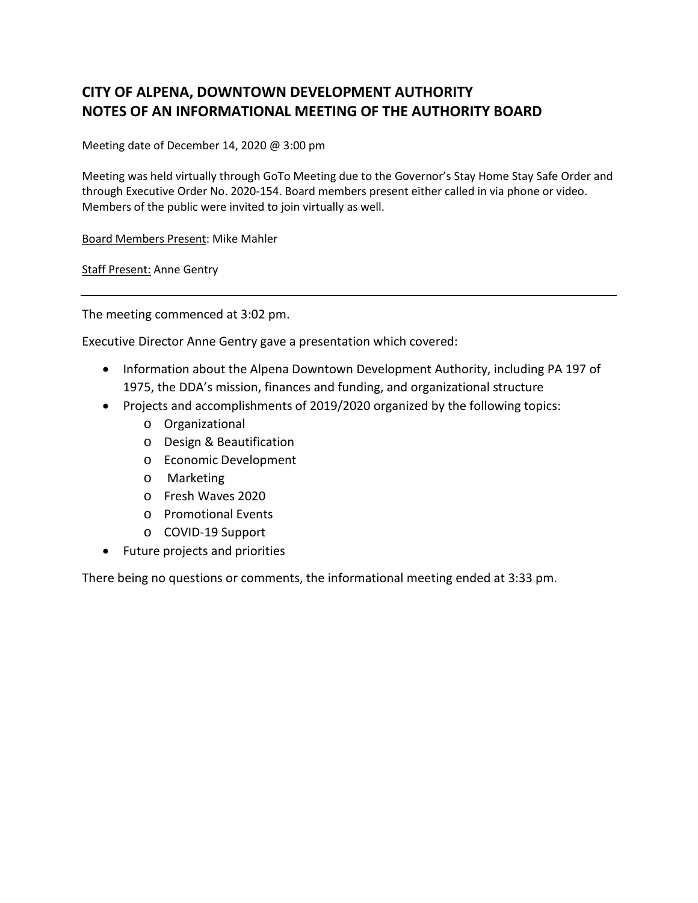# CITY OF ALPENA, DOWNTOWN DEVELOPMENT AUTHORITY
# NOTES OF AN INFORMATIONAL MEETING OF THE AUTHORITY BOARD

Meeting date of December 14, 2020 @ 3:00 pm

Meeting was held virtually through GoTo Meeting due to the Governor's Stay Home Stay Safe Order and through Executive Order No. 2020-154. Board members present either called in via phone or video. Members of the public were invited to join virtually as well.

Board Members Present: Mike Mahler

Staff Present: Anne Gentry

---

The meeting commenced at 3:02 pm.

Executive Director Anne Gentry gave a presentation which covered:

- Information about the Alpena Downtown Development Authority, including PA 197 of 1975, the DDA's mission, finances and funding, and organizational structure
- Projects and accomplishments of 2019/2020 organized by the following topics:
    - Organizational
    - Design & Beautification
    - Economic Development
    - Marketing
    - Fresh Waves 2020
    - Promotional Events
    - COVID-19 Support
- Future projects and priorities

There being no questions or comments, the informational meeting ended at 3:33 pm.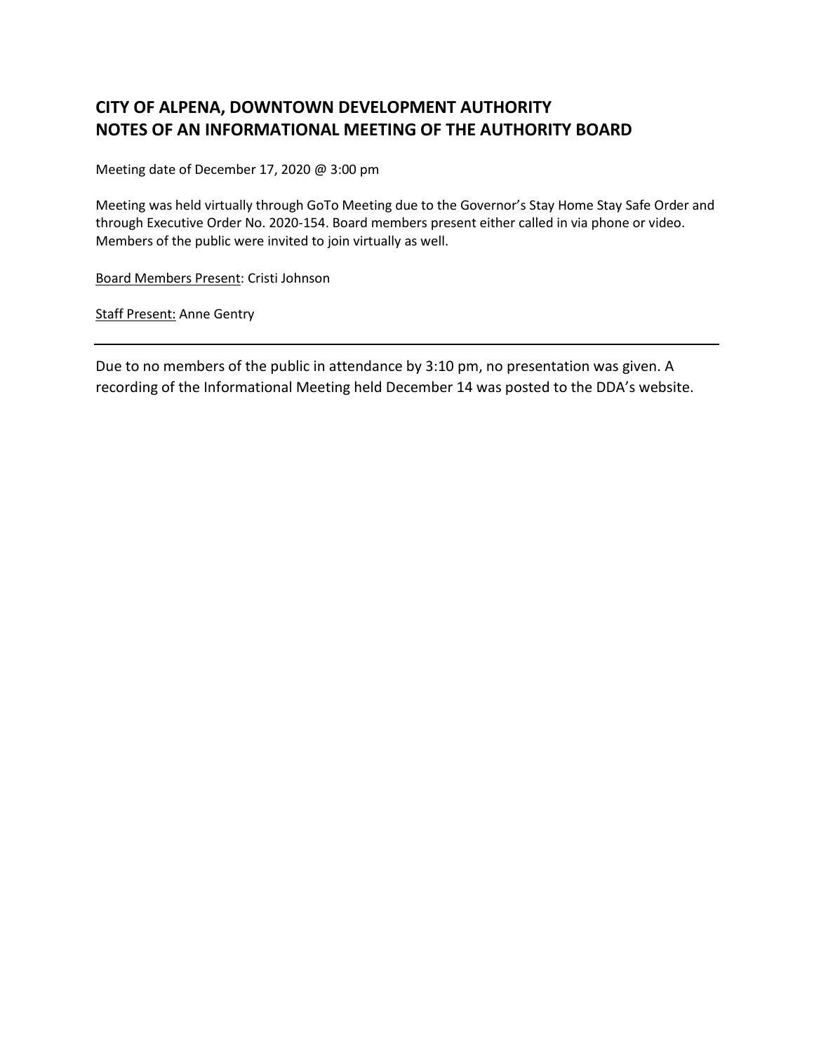## CITY OF ALPENA, DOWNTOWN DEVELOPMENT AUTHORITY
## NOTES OF AN INFORMATIONAL MEETING OF THE AUTHORITY BOARD

Meeting date of December 17, 2020 @ 3:00 pm

Meeting was held virtually through GoTo Meeting due to the Governor's Stay Home Stay Safe Order and through Executive Order No. 2020-154. Board members present either called in via phone or video. Members of the public were invited to join virtually as well.

Board Members Present: Cristi Johnson

Staff Present: Anne Gentry

---

Due to no members of the public in attendance by 3:10 pm, no presentation was given. A recording of the Informational Meeting held December 14 was posted to the DDA's website.